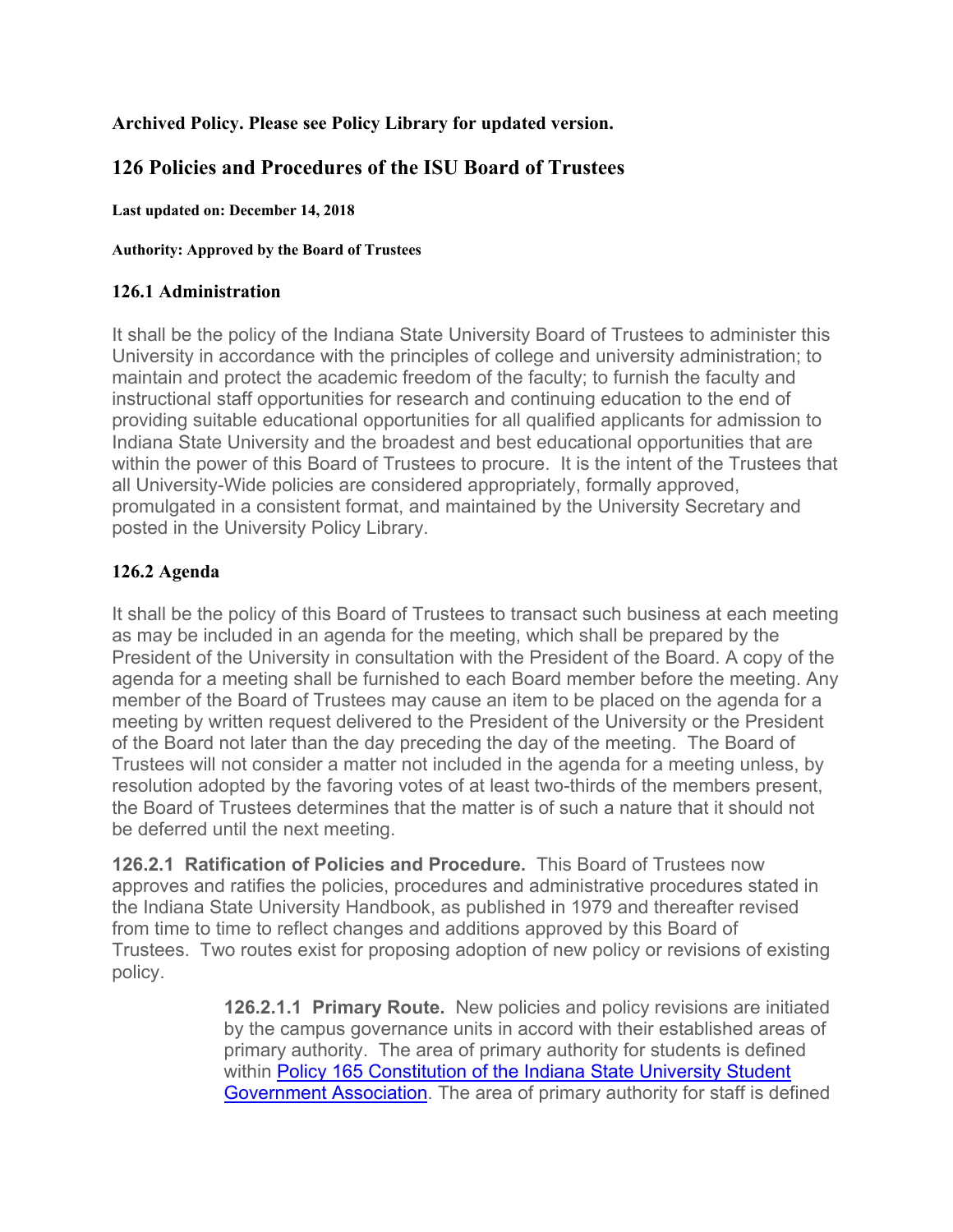**Archived Policy. Please see Policy Library for updated version.**

## 126 Policies and Procedures of the ISU Board of Trustees

**Last updated on: December 14, 2018**

**Authority: Approved by the Board of Trustees**

### 126.1 Administration

It shall be the policy of the Indiana State University Board of Trustees to administer this University in accordance with the principles of college and university administration; to maintain and protect the academic freedom of the faculty; to furnish the faculty and instructional staff opportunities for research and continuing education to the end of providing suitable educational opportunities for all qualified applicants for admission to Indiana State University and the broadest and best educational opportunities that are within the power of this Board of Trustees to procure. It is the intent of the Trustees that all University-Wide policies are considered appropriately, formally approved, promulgated in a consistent format, and maintained by the University Secretary and posted in the University Policy Library.

### 126.2 Agenda

It shall be the policy of this Board of Trustees to transact such business at each meeting as may be included in an agenda for the meeting, which shall be prepared by the President of the University in consultation with the President of the Board. A copy of the agenda for a meeting shall be furnished to each Board member before the meeting. Any member of the Board of Trustees may cause an item to be placed on the agenda for a meeting by written request delivered to the President of the University or the President of the Board not later than the day preceding the day of the meeting. The Board of Trustees will not consider a matter not included in the agenda for a meeting unless, by resolution adopted by the favoring votes of at least two-thirds of the members present, the Board of Trustees determines that the matter is of such a nature that it should not be deferred until the next meeting.

**126.2.1 Ratification of Policies and Procedure.** This Board of Trustees now approves and ratifies the policies, procedures and administrative procedures stated in the Indiana State University Handbook, as published in 1979 and thereafter revised from time to time to reflect changes and additions approved by this Board of Trustees. Two routes exist for proposing adoption of new policy or revisions of existing policy.

> **126.2.1.1 Primary Route.** New policies and policy revisions are initiated by the campus governance units in accord with their established areas of primary authority. The area of primary authority for students is defined within [Policy 165 Constitution of the Indiana State University Student Government Association](). The area of primary authority for staff is defined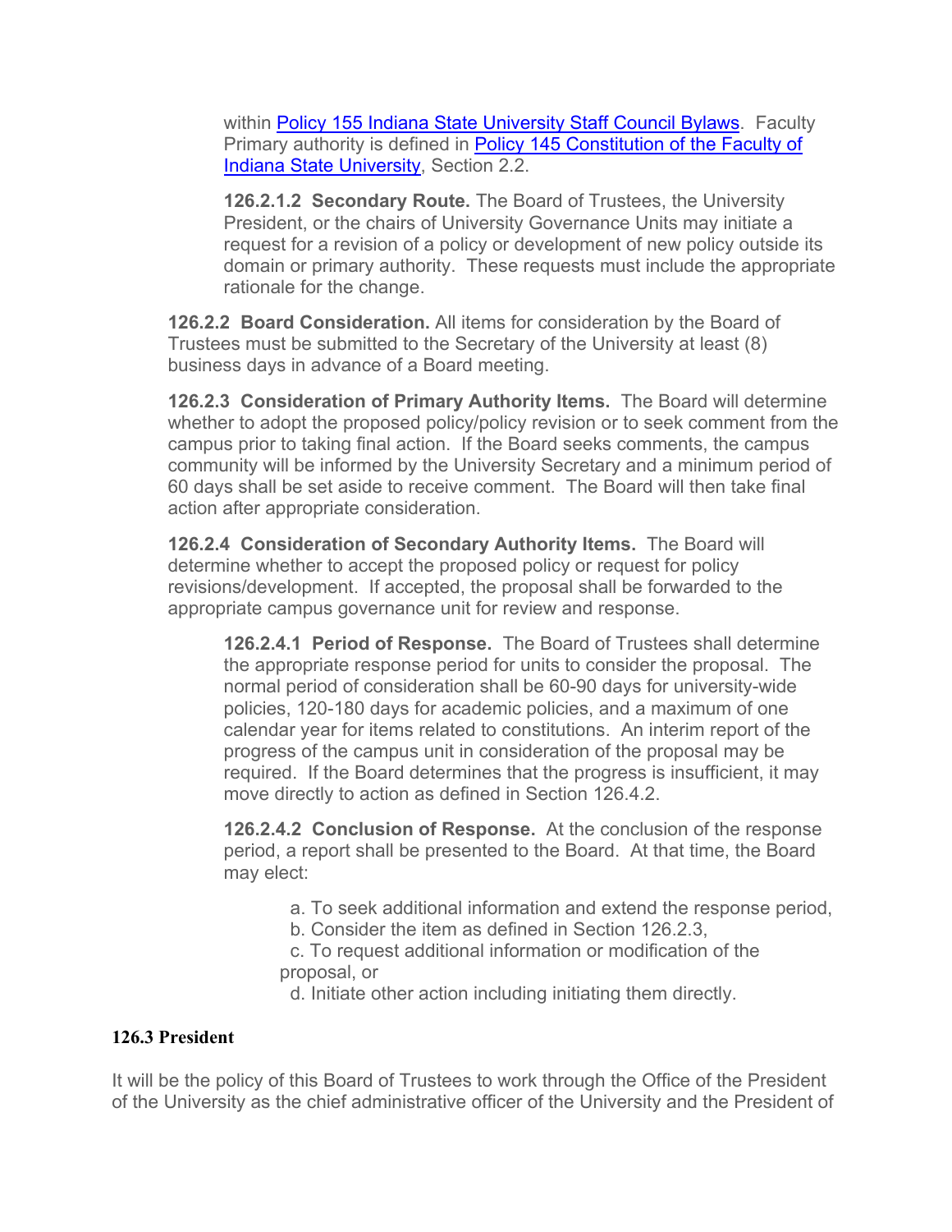within [Policy 155 Indiana State University Staff Council Bylaws](). Faculty Primary authority is defined in [Policy 145 Constitution of the Faculty of Indiana State University](), Section 2.2.

**126.2.1.2 Secondary Route.** The Board of Trustees, the University President, or the chairs of University Governance Units may initiate a request for a revision of a policy or development of new policy outside its domain or primary authority. These requests must include the appropriate rationale for the change.

**126.2.2 Board Consideration.** All items for consideration by the Board of Trustees must be submitted to the Secretary of the University at least (8) business days in advance of a Board meeting.

**126.2.3 Consideration of Primary Authority Items.** The Board will determine whether to adopt the proposed policy/policy revision or to seek comment from the campus prior to taking final action. If the Board seeks comments, the campus community will be informed by the University Secretary and a minimum period of 60 days shall be set aside to receive comment. The Board will then take final action after appropriate consideration.

**126.2.4 Consideration of Secondary Authority Items.** The Board will determine whether to accept the proposed policy or request for policy revisions/development. If accepted, the proposal shall be forwarded to the appropriate campus governance unit for review and response.

**126.2.4.1 Period of Response.** The Board of Trustees shall determine the appropriate response period for units to consider the proposal. The normal period of consideration shall be 60-90 days for university-wide policies, 120-180 days for academic policies, and a maximum of one calendar year for items related to constitutions. An interim report of the progress of the campus unit in consideration of the proposal may be required. If the Board determines that the progress is insufficient, it may move directly to action as defined in Section 126.4.2.

**126.2.4.2 Conclusion of Response.** At the conclusion of the response period, a report shall be presented to the Board. At that time, the Board may elect:

a. To seek additional information and extend the response period,
b. Consider the item as defined in Section 126.2.3,
c. To request additional information or modification of the proposal, or
d. Initiate other action including initiating them directly.

### 126.3 President

It will be the policy of this Board of Trustees to work through the Office of the President of the University as the chief administrative officer of the University and the President of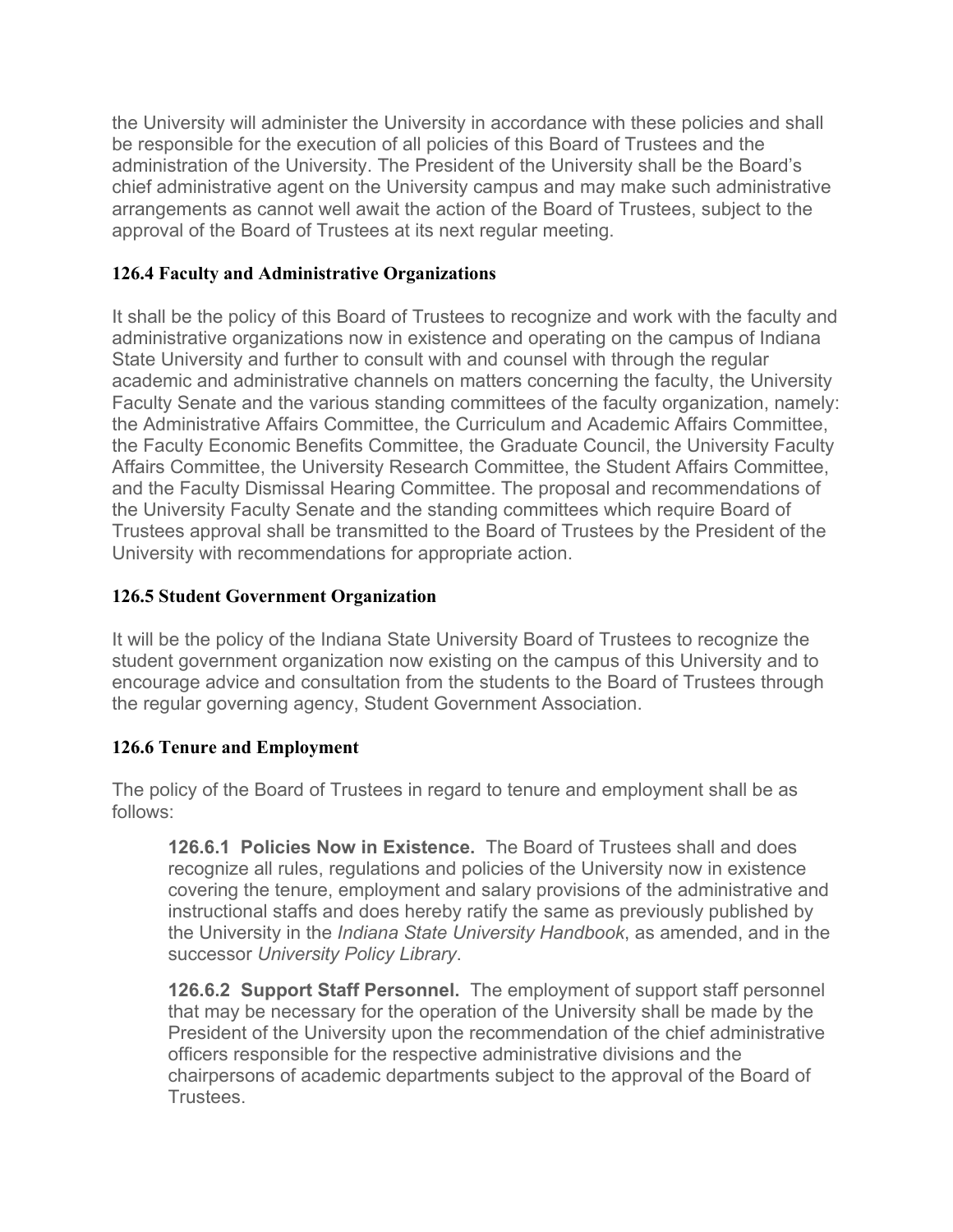the University will administer the University in accordance with these policies and shall be responsible for the execution of all policies of this Board of Trustees and the administration of the University. The President of the University shall be the Board's chief administrative agent on the University campus and may make such administrative arrangements as cannot well await the action of the Board of Trustees, subject to the approval of the Board of Trustees at its next regular meeting.

### 126.4 Faculty and Administrative Organizations

It shall be the policy of this Board of Trustees to recognize and work with the faculty and administrative organizations now in existence and operating on the campus of Indiana State University and further to consult with and counsel with through the regular academic and administrative channels on matters concerning the faculty, the University Faculty Senate and the various standing committees of the faculty organization, namely: the Administrative Affairs Committee, the Curriculum and Academic Affairs Committee, the Faculty Economic Benefits Committee, the Graduate Council, the University Faculty Affairs Committee, the University Research Committee, the Student Affairs Committee, and the Faculty Dismissal Hearing Committee. The proposal and recommendations of the University Faculty Senate and the standing committees which require Board of Trustees approval shall be transmitted to the Board of Trustees by the President of the University with recommendations for appropriate action.

### 126.5 Student Government Organization

It will be the policy of the Indiana State University Board of Trustees to recognize the student government organization now existing on the campus of this University and to encourage advice and consultation from the students to the Board of Trustees through the regular governing agency, Student Government Association.

### 126.6 Tenure and Employment

The policy of the Board of Trustees in regard to tenure and employment shall be as follows:

**126.6.1 Policies Now in Existence.** The Board of Trustees shall and does recognize all rules, regulations and policies of the University now in existence covering the tenure, employment and salary provisions of the administrative and instructional staffs and does hereby ratify the same as previously published by the University in the *Indiana State University Handbook*, as amended, and in the successor *University Policy Library*.

**126.6.2 Support Staff Personnel.** The employment of support staff personnel that may be necessary for the operation of the University shall be made by the President of the University upon the recommendation of the chief administrative officers responsible for the respective administrative divisions and the chairpersons of academic departments subject to the approval of the Board of Trustees.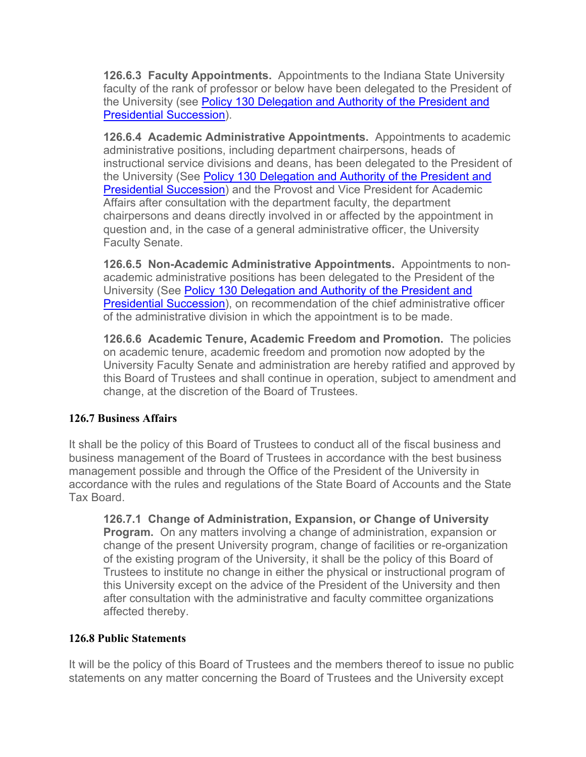**126.6.3 Faculty Appointments.** Appointments to the Indiana State University faculty of the rank of professor or below have been delegated to the President of the University (see [Policy 130 Delegation and Authority of the President and Presidential Succession](#)).

**126.6.4 Academic Administrative Appointments.** Appointments to academic administrative positions, including department chairpersons, heads of instructional service divisions and deans, has been delegated to the President of the University (See [Policy 130 Delegation and Authority of the President and Presidential Succession](#)) and the Provost and Vice President for Academic Affairs after consultation with the department faculty, the department chairpersons and deans directly involved in or affected by the appointment in question and, in the case of a general administrative officer, the University Faculty Senate.

**126.6.5 Non-Academic Administrative Appointments.** Appointments to non-academic administrative positions has been delegated to the President of the University (See [Policy 130 Delegation and Authority of the President and Presidential Succession](#)), on recommendation of the chief administrative officer of the administrative division in which the appointment is to be made.

**126.6.6 Academic Tenure, Academic Freedom and Promotion.** The policies on academic tenure, academic freedom and promotion now adopted by the University Faculty Senate and administration are hereby ratified and approved by this Board of Trustees and shall continue in operation, subject to amendment and change, at the discretion of the Board of Trustees.

### 126.7 Business Affairs

It shall be the policy of this Board of Trustees to conduct all of the fiscal business and business management of the Board of Trustees in accordance with the best business management possible and through the Office of the President of the University in accordance with the rules and regulations of the State Board of Accounts and the State Tax Board.

**126.7.1 Change of Administration, Expansion, or Change of University Program.** On any matters involving a change of administration, expansion or change of the present University program, change of facilities or re-organization of the existing program of the University, it shall be the policy of this Board of Trustees to institute no change in either the physical or instructional program of this University except on the advice of the President of the University and then after consultation with the administrative and faculty committee organizations affected thereby.

### 126.8 Public Statements

It will be the policy of this Board of Trustees and the members thereof to issue no public statements on any matter concerning the Board of Trustees and the University except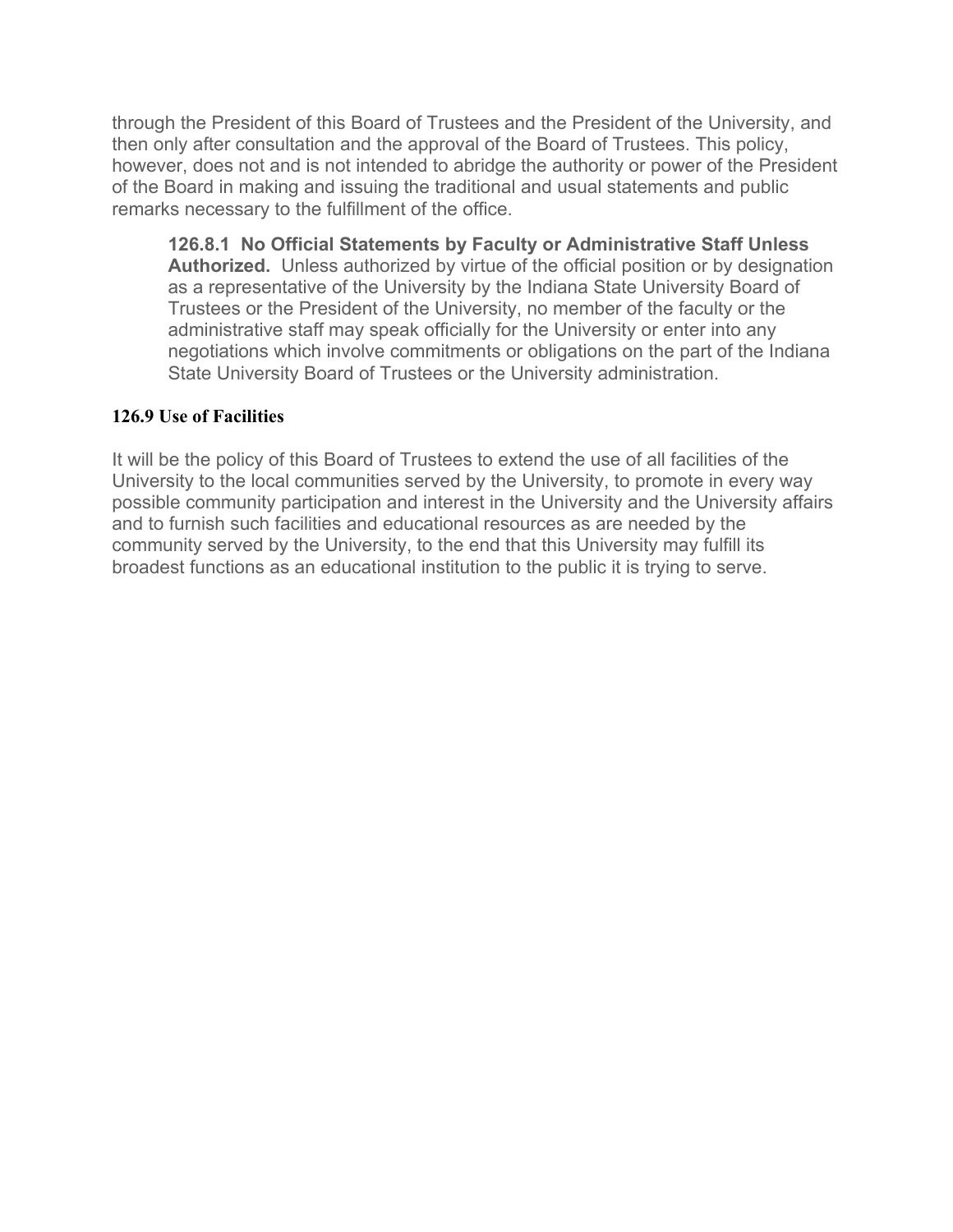through the President of this Board of Trustees and the President of the University, and then only after consultation and the approval of the Board of Trustees. This policy, however, does not and is not intended to abridge the authority or power of the President of the Board in making and issuing the traditional and usual statements and public remarks necessary to the fulfillment of the office.

> **126.8.1 No Official Statements by Faculty or Administrative Staff Unless Authorized.** Unless authorized by virtue of the official position or by designation as a representative of the University by the Indiana State University Board of Trustees or the President of the University, no member of the faculty or the administrative staff may speak officially for the University or enter into any negotiations which involve commitments or obligations on the part of the Indiana State University Board of Trustees or the University administration.

### 126.9 Use of Facilities

It will be the policy of this Board of Trustees to extend the use of all facilities of the University to the local communities served by the University, to promote in every way possible community participation and interest in the University and the University affairs and to furnish such facilities and educational resources as are needed by the community served by the University, to the end that this University may fulfill its broadest functions as an educational institution to the public it is trying to serve.